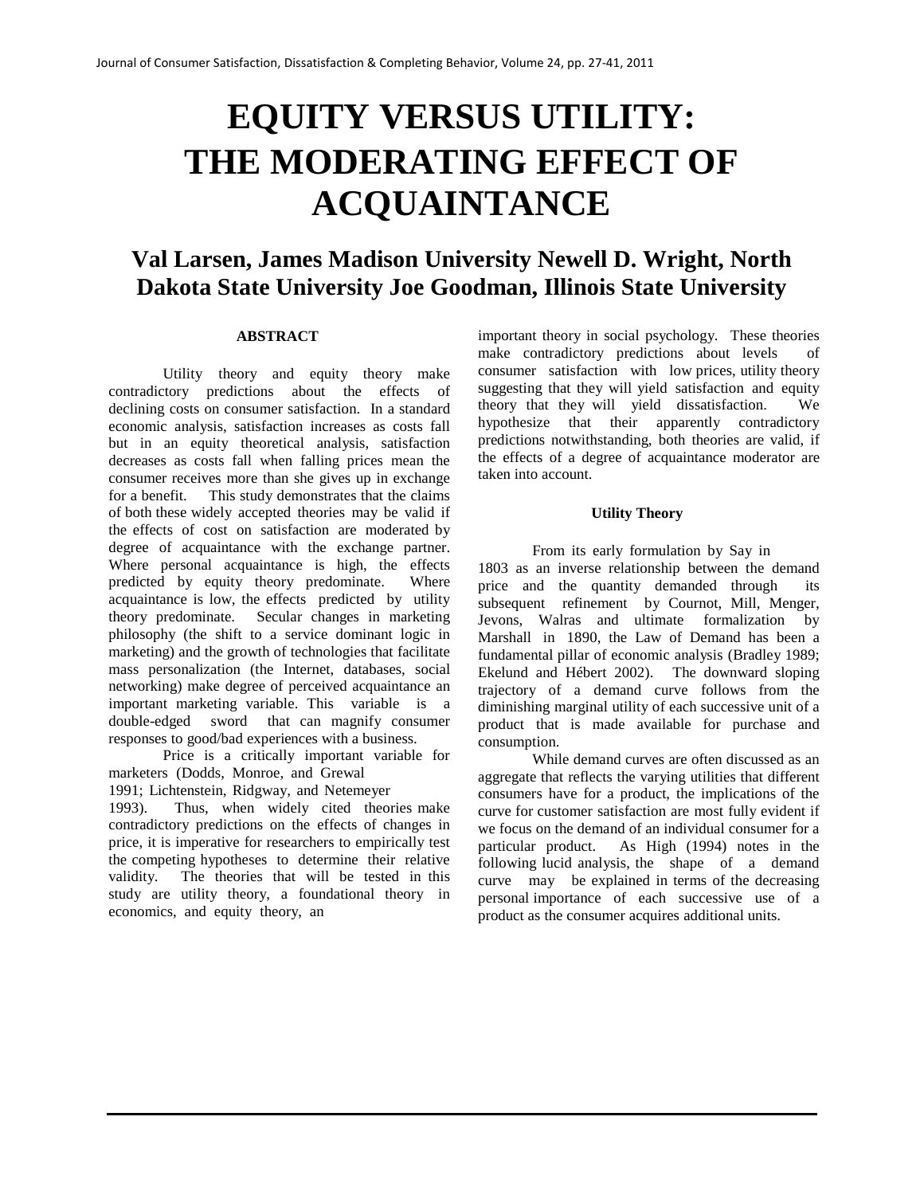# EQUITY VERSUS UTILITY: THE MODERATING EFFECT OF ACQUAINTANCE

## Val Larsen, James Madison University Newell D. Wright, North Dakota State University Joe Goodman, Illinois State University

### ABSTRACT

Utility theory and equity theory make contradictory predictions about the effects of declining costs on consumer satisfaction. In a standard economic analysis, satisfaction increases as costs fall but in an equity theoretical analysis, satisfaction decreases as costs fall when falling prices mean the consumer receives more than she gives up in exchange for a benefit. This study demonstrates that the claims of both these widely accepted theories may be valid if the effects of cost on satisfaction are moderated by degree of acquaintance with the exchange partner. Where personal acquaintance is high, the effects predicted by equity theory predominate. Where acquaintance is low, the effects predicted by utility theory predominate. Secular changes in marketing philosophy (the shift to a service dominant logic in marketing) and the growth of technologies that facilitate mass personalization (the Internet, databases, social networking) make degree of perceived acquaintance an important marketing variable. This variable is a double-edged sword that can magnify consumer responses to good/bad experiences with a business.

Price is a critically important variable for marketers (Dodds, Monroe, and Grewal 1991; Lichtenstein, Ridgway, and Netemeyer 1993). Thus, when widely cited theories make contradictory predictions on the effects of changes in price, it is imperative for researchers to empirically test the competing hypotheses to determine their relative validity. The theories that will be tested in this study are utility theory, a foundational theory in economics, and equity theory, an important theory in social psychology. These theories make contradictory predictions about levels of consumer satisfaction with low prices, utility theory suggesting that they will yield satisfaction and equity theory that they will yield dissatisfaction. We hypothesize that their apparently contradictory predictions notwithstanding, both theories are valid, if the effects of a degree of acquaintance moderator are taken into account.

### Utility Theory

From its early formulation by Say in 1803 as an inverse relationship between the demand price and the quantity demanded through its subsequent refinement by Cournot, Mill, Menger, Jevons, Walras and ultimate formalization by Marshall in 1890, the Law of Demand has been a fundamental pillar of economic analysis (Bradley 1989; Ekelund and Hébert 2002). The downward sloping trajectory of a demand curve follows from the diminishing marginal utility of each successive unit of a product that is made available for purchase and consumption.

While demand curves are often discussed as an aggregate that reflects the varying utilities that different consumers have for a product, the implications of the curve for customer satisfaction are most fully evident if we focus on the demand of an individual consumer for a particular product. As High (1994) notes in the following lucid analysis, the shape of a demand curve may be explained in terms of the decreasing personal importance of each successive use of a product as the consumer acquires additional units.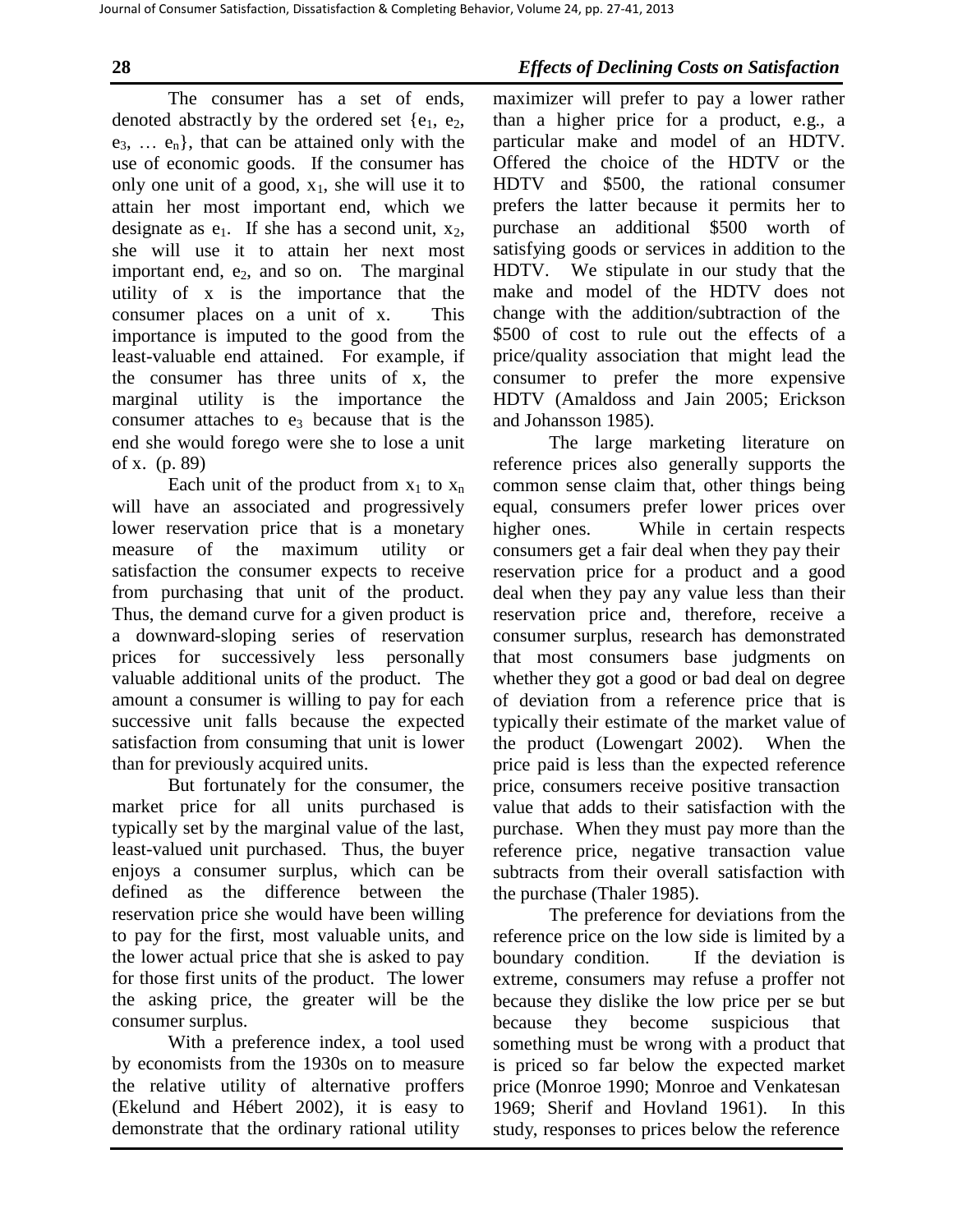The consumer has a set of ends, denoted abstractly by the ordered set $\{e_1, e_2, e_3, \ldots e_n\}$, that can be attained only with the use of economic goods. If the consumer has only one unit of a good, $x_1$, she will use it to attain her most important end, which we designate as $e_1$. If she has a second unit, $x_2$, she will use it to attain her next most important end, $e_2$, and so on. The marginal utility of x is the importance that the consumer places on a unit of x. This importance is imputed to the good from the least-valuable end attained. For example, if the consumer has three units of x, the marginal utility is the importance the consumer attaches to $e_3$ because that is the end she would forego were she to lose a unit of x. (p. 89)

Each unit of the product from $x_1$ to $x_n$ will have an associated and progressively lower reservation price that is a monetary measure of the maximum utility or satisfaction the consumer expects to receive from purchasing that unit of the product. Thus, the demand curve for a given product is a downward-sloping series of reservation prices for successively less personally valuable additional units of the product. The amount a consumer is willing to pay for each successive unit falls because the expected satisfaction from consuming that unit is lower than for previously acquired units.

But fortunately for the consumer, the market price for all units purchased is typically set by the marginal value of the last, least-valued unit purchased. Thus, the buyer enjoys a consumer surplus, which can be defined as the difference between the reservation price she would have been willing to pay for the first, most valuable units, and the lower actual price that she is asked to pay for those first units of the product. The lower the asking price, the greater will be the consumer surplus.

With a preference index, a tool used by economists from the 1930s on to measure the relative utility of alternative proffers (Ekelund and Hébert 2002), it is easy to demonstrate that the ordinary rational utility maximizer will prefer to pay a lower rather than a higher price for a product, e.g., a particular make and model of an HDTV. Offered the choice of the HDTV or the HDTV and \$500, the rational consumer prefers the latter because it permits her to purchase an additional \$500 worth of satisfying goods or services in addition to the HDTV. We stipulate in our study that the make and model of the HDTV does not change with the addition/subtraction of the \$500 of cost to rule out the effects of a price/quality association that might lead the consumer to prefer the more expensive HDTV (Amaldoss and Jain 2005; Erickson and Johansson 1985).

The large marketing literature on reference prices also generally supports the common sense claim that, other things being equal, consumers prefer lower prices over higher ones. While in certain respects consumers get a fair deal when they pay their reservation price for a product and a good deal when they pay any value less than their reservation price and, therefore, receive a consumer surplus, research has demonstrated that most consumers base judgments on whether they got a good or bad deal on degree of deviation from a reference price that is typically their estimate of the market value of the product (Lowengart 2002). When the price paid is less than the expected reference price, consumers receive positive transaction value that adds to their satisfaction with the purchase. When they must pay more than the reference price, negative transaction value subtracts from their overall satisfaction with the purchase (Thaler 1985).

The preference for deviations from the reference price on the low side is limited by a boundary condition. If the deviation is extreme, consumers may refuse a proffer not because they dislike the low price per se but because they become suspicious that something must be wrong with a product that is priced so far below the expected market price (Monroe 1990; Monroe and Venkatesan 1969; Sherif and Hovland 1961). In this study, responses to prices below the reference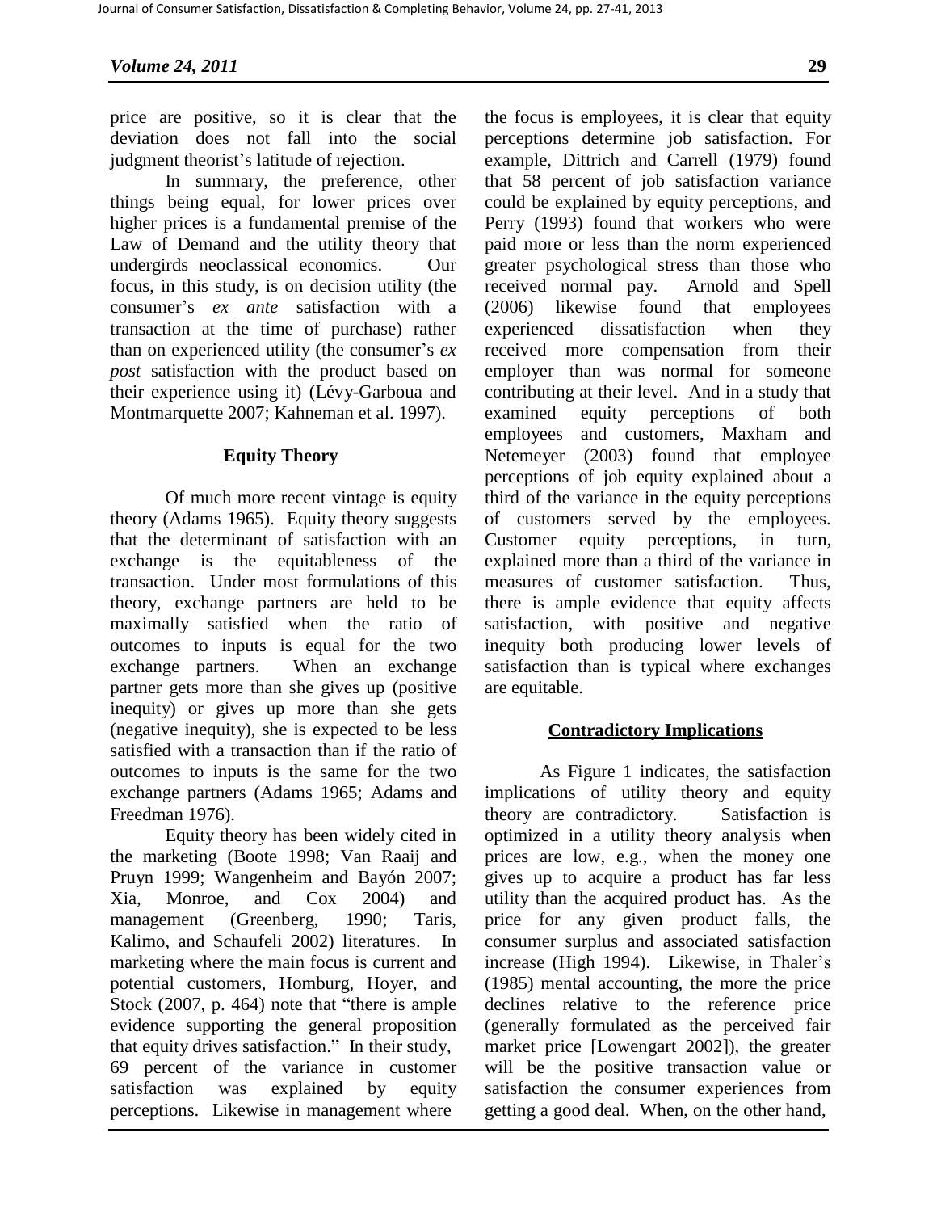price are positive, so it is clear that the deviation does not fall into the social judgment theorist's latitude of rejection.

In summary, the preference, other things being equal, for lower prices over higher prices is a fundamental premise of the Law of Demand and the utility theory that undergirds neoclassical economics. Our focus, in this study, is on decision utility (the consumer's *ex ante* satisfaction with a transaction at the time of purchase) rather than on experienced utility (the consumer's *ex post* satisfaction with the product based on their experience using it) (Lévy-Garboua and Montmarquette 2007; Kahneman et al. 1997).

## Equity Theory

Of much more recent vintage is equity theory (Adams 1965). Equity theory suggests that the determinant of satisfaction with an exchange is the equitableness of the transaction. Under most formulations of this theory, exchange partners are held to be maximally satisfied when the ratio of outcomes to inputs is equal for the two exchange partners. When an exchange partner gets more than she gives up (positive inequity) or gives up more than she gets (negative inequity), she is expected to be less satisfied with a transaction than if the ratio of outcomes to inputs is the same for the two exchange partners (Adams 1965; Adams and Freedman 1976).

Equity theory has been widely cited in the marketing (Boote 1998; Van Raaij and Pruyn 1999; Wangenheim and Bayón 2007; Xia, Monroe, and Cox 2004) and management (Greenberg, 1990; Taris, Kalimo, and Schaufeli 2002) literatures. In marketing where the main focus is current and potential customers, Homburg, Hoyer, and Stock (2007, p. 464) note that "there is ample evidence supporting the general proposition that equity drives satisfaction." In their study, 69 percent of the variance in customer satisfaction was explained by equity perceptions. Likewise in management where the focus is employees, it is clear that equity perceptions determine job satisfaction. For example, Dittrich and Carrell (1979) found that 58 percent of job satisfaction variance could be explained by equity perceptions, and Perry (1993) found that workers who were paid more or less than the norm experienced greater psychological stress than those who received normal pay. Arnold and Spell (2006) likewise found that employees experienced dissatisfaction when they received more compensation from their employer than was normal for someone contributing at their level. And in a study that examined equity perceptions of both employees and customers, Maxham and Netemeyer (2003) found that employee perceptions of job equity explained about a third of the variance in the equity perceptions of customers served by the employees. Customer equity perceptions, in turn, explained more than a third of the variance in measures of customer satisfaction. Thus, there is ample evidence that equity affects satisfaction, with positive and negative inequity both producing lower levels of satisfaction than is typical where exchanges are equitable.

## Contradictory Implications

As Figure 1 indicates, the satisfaction implications of utility theory and equity theory are contradictory. Satisfaction is optimized in a utility theory analysis when prices are low, e.g., when the money one gives up to acquire a product has far less utility than the acquired product has. As the price for any given product falls, the consumer surplus and associated satisfaction increase (High 1994). Likewise, in Thaler's (1985) mental accounting, the more the price declines relative to the reference price (generally formulated as the perceived fair market price [Lowengart 2002]), the greater will be the positive transaction value or satisfaction the consumer experiences from getting a good deal. When, on the other hand,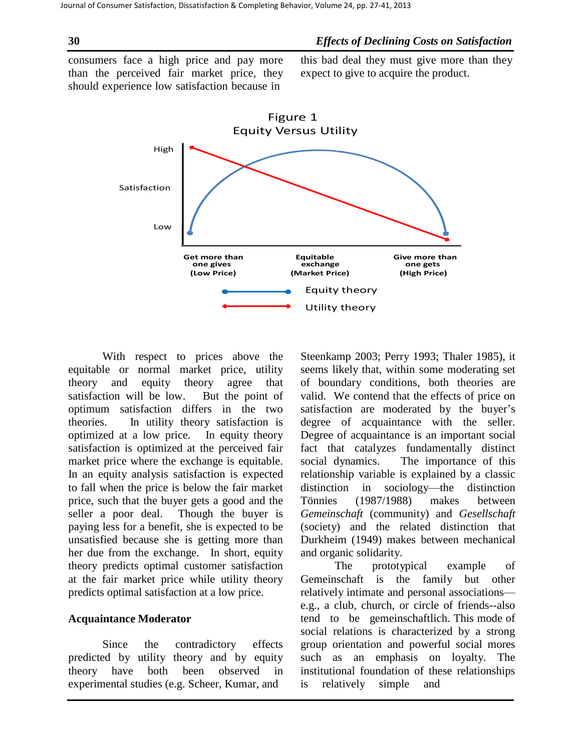consumers face a high price and pay more than the perceived fair market price, they should experience low satisfaction because in this bad deal they must give more than they expect to give to acquire the product.

Figure 1
Equity Versus Utility

With respect to prices above the equitable or normal market price, utility theory and equity theory agree that satisfaction will be low. But the point of optimum satisfaction differs in the two theories. In utility theory satisfaction is optimized at a low price. In equity theory satisfaction is optimized at the perceived fair market price where the exchange is equitable. In an equity analysis satisfaction is expected to fall when the price is below the fair market price, such that the buyer gets a good and the seller a poor deal. Though the buyer is paying less for a benefit, she is expected to be unsatisfied because she is getting more than her due from the exchange. In short, equity theory predicts optimal customer satisfaction at the fair market price while utility theory predicts optimal satisfaction at a low price.

## Acquaintance Moderator

Since the contradictory effects predicted by utility theory and by equity theory have both been observed in experimental studies (e.g. Scheer, Kumar, and Steenkamp 2003; Perry 1993; Thaler 1985), it seems likely that, within some moderating set of boundary conditions, both theories are valid. We contend that the effects of price on satisfaction are moderated by the buyer's degree of acquaintance with the seller. Degree of acquaintance is an important social fact that catalyzes fundamentally distinct social dynamics. The importance of this relationship variable is explained by a classic distinction in sociology—the distinction Tönnies (1987/1988) makes between *Gemeinschaft* (community) and *Gesellschaft* (society) and the related distinction that Durkheim (1949) makes between mechanical and organic solidarity.

The prototypical example of Gemeinschaft is the family but other relatively intimate and personal associations—e.g., a club, church, or circle of friends--also tend to be gemeinschaftlich. This mode of social relations is characterized by a strong group orientation and powerful social mores such as an emphasis on loyalty. The institutional foundation of these relationships is relatively simple and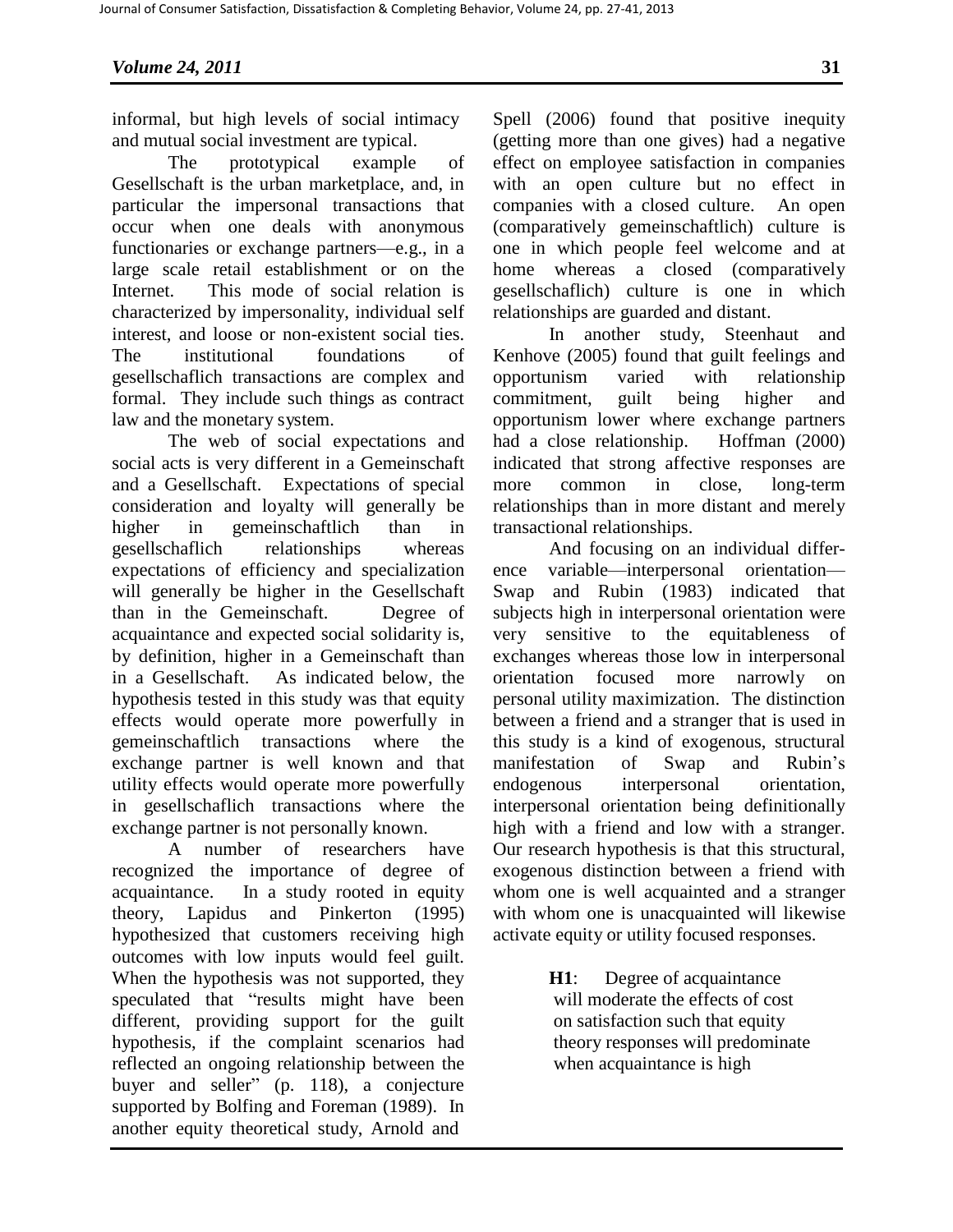informal, but high levels of social intimacy and mutual social investment are typical.

The prototypical example of Gesellschaft is the urban marketplace, and, in particular the impersonal transactions that occur when one deals with anonymous functionaries or exchange partners—e.g., in a large scale retail establishment or on the Internet. This mode of social relation is characterized by impersonality, individual self interest, and loose or non-existent social ties. The institutional foundations of gesellschaflich transactions are complex and formal. They include such things as contract law and the monetary system.

The web of social expectations and social acts is very different in a Gemeinschaft and a Gesellschaft. Expectations of special consideration and loyalty will generally be higher in gemeinschaftlich than in gesellschaflich relationships whereas expectations of efficiency and specialization will generally be higher in the Gesellschaft than in the Gemeinschaft. Degree of acquaintance and expected social solidarity is, by definition, higher in a Gemeinschaft than in a Gesellschaft. As indicated below, the hypothesis tested in this study was that equity effects would operate more powerfully in gemeinschaftlich transactions where the exchange partner is well known and that utility effects would operate more powerfully in gesellschaflich transactions where the exchange partner is not personally known.

A number of researchers have recognized the importance of degree of acquaintance. In a study rooted in equity theory, Lapidus and Pinkerton (1995) hypothesized that customers receiving high outcomes with low inputs would feel guilt. When the hypothesis was not supported, they speculated that "results might have been different, providing support for the guilt hypothesis, if the complaint scenarios had reflected an ongoing relationship between the buyer and seller" (p. 118), a conjecture supported by Bolfing and Foreman (1989). In another equity theoretical study, Arnold and Spell (2006) found that positive inequity (getting more than one gives) had a negative effect on employee satisfaction in companies with an open culture but no effect in companies with a closed culture. An open (comparatively gemeinschaftlich) culture is one in which people feel welcome and at home whereas a closed (comparatively gesellschaflich) culture is one in which relationships are guarded and distant.

In another study, Steenhaut and Kenhove (2005) found that guilt feelings and opportunism varied with relationship commitment, guilt being higher and opportunism lower where exchange partners had a close relationship. Hoffman (2000) indicated that strong affective responses are more common in close, long-term relationships than in more distant and merely transactional relationships.

And focusing on an individual difference variable—interpersonal orientation—Swap and Rubin (1983) indicated that subjects high in interpersonal orientation were very sensitive to the equitableness of exchanges whereas those low in interpersonal orientation focused more narrowly on personal utility maximization. The distinction between a friend and a stranger that is used in this study is a kind of exogenous, structural manifestation of Swap and Rubin's endogenous interpersonal orientation, interpersonal orientation being definitionally high with a friend and low with a stranger. Our research hypothesis is that this structural, exogenous distinction between a friend with whom one is well acquainted and a stranger with whom one is unacquainted will likewise activate equity or utility focused responses.

> **H1**: Degree of acquaintance will moderate the effects of cost on satisfaction such that equity theory responses will predominate when acquaintance is high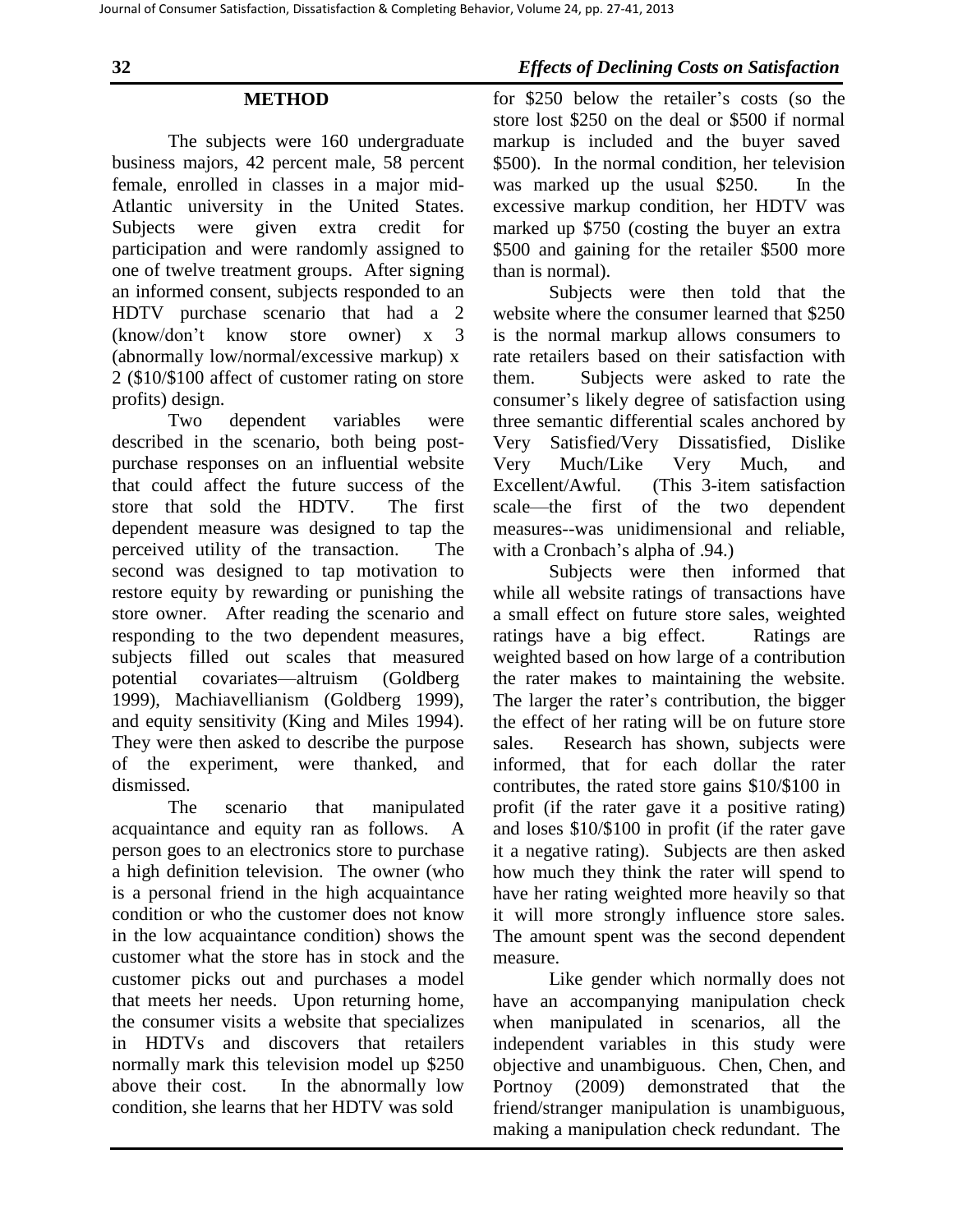## METHOD

The subjects were 160 undergraduate business majors, 42 percent male, 58 percent female, enrolled in classes in a major mid-Atlantic university in the United States. Subjects were given extra credit for participation and were randomly assigned to one of twelve treatment groups. After signing an informed consent, subjects responded to an HDTV purchase scenario that had a 2 (know/don't know store owner) x 3 (abnormally low/normal/excessive markup) x 2 ($10/$100 affect of customer rating on store profits) design.

Two dependent variables were described in the scenario, both being post-purchase responses on an influential website that could affect the future success of the store that sold the HDTV. The first dependent measure was designed to tap the perceived utility of the transaction. The second was designed to tap motivation to restore equity by rewarding or punishing the store owner. After reading the scenario and responding to the two dependent measures, subjects filled out scales that measured potential covariates—altruism (Goldberg 1999), Machiavellianism (Goldberg 1999), and equity sensitivity (King and Miles 1994). They were then asked to describe the purpose of the experiment, were thanked, and dismissed.

The scenario that manipulated acquaintance and equity ran as follows. A person goes to an electronics store to purchase a high definition television. The owner (who is a personal friend in the high acquaintance condition or who the customer does not know in the low acquaintance condition) shows the customer what the store has in stock and the customer picks out and purchases a model that meets her needs. Upon returning home, the consumer visits a website that specializes in HDTVs and discovers that retailers normally mark this television model up $250 above their cost. In the abnormally low condition, she learns that her HDTV was sold for $250 below the retailer's costs (so the store lost $250 on the deal or $500 if normal markup is included and the buyer saved $500). In the normal condition, her television was marked up the usual $250. In the excessive markup condition, her HDTV was marked up $750 (costing the buyer an extra $500 and gaining for the retailer $500 more than is normal).

Subjects were then told that the website where the consumer learned that $250 is the normal markup allows consumers to rate retailers based on their satisfaction with them. Subjects were asked to rate the consumer's likely degree of satisfaction using three semantic differential scales anchored by Very Satisfied/Very Dissatisfied, Dislike Very Much/Like Very Much, and Excellent/Awful. (This 3-item satisfaction scale—the first of the two dependent measures--was unidimensional and reliable, with a Cronbach's alpha of .94.)

Subjects were then informed that while all website ratings of transactions have a small effect on future store sales, weighted ratings have a big effect. Ratings are weighted based on how large of a contribution the rater makes to maintaining the website. The larger the rater's contribution, the bigger the effect of her rating will be on future store sales. Research has shown, subjects were informed, that for each dollar the rater contributes, the rated store gains $10/$100 in profit (if the rater gave it a positive rating) and loses $10/$100 in profit (if the rater gave it a negative rating). Subjects are then asked how much they think the rater will spend to have her rating weighted more heavily so that it will more strongly influence store sales. The amount spent was the second dependent measure.

Like gender which normally does not have an accompanying manipulation check when manipulated in scenarios, all the independent variables in this study were objective and unambiguous. Chen, Chen, and Portnoy (2009) demonstrated that the friend/stranger manipulation is unambiguous, making a manipulation check redundant. The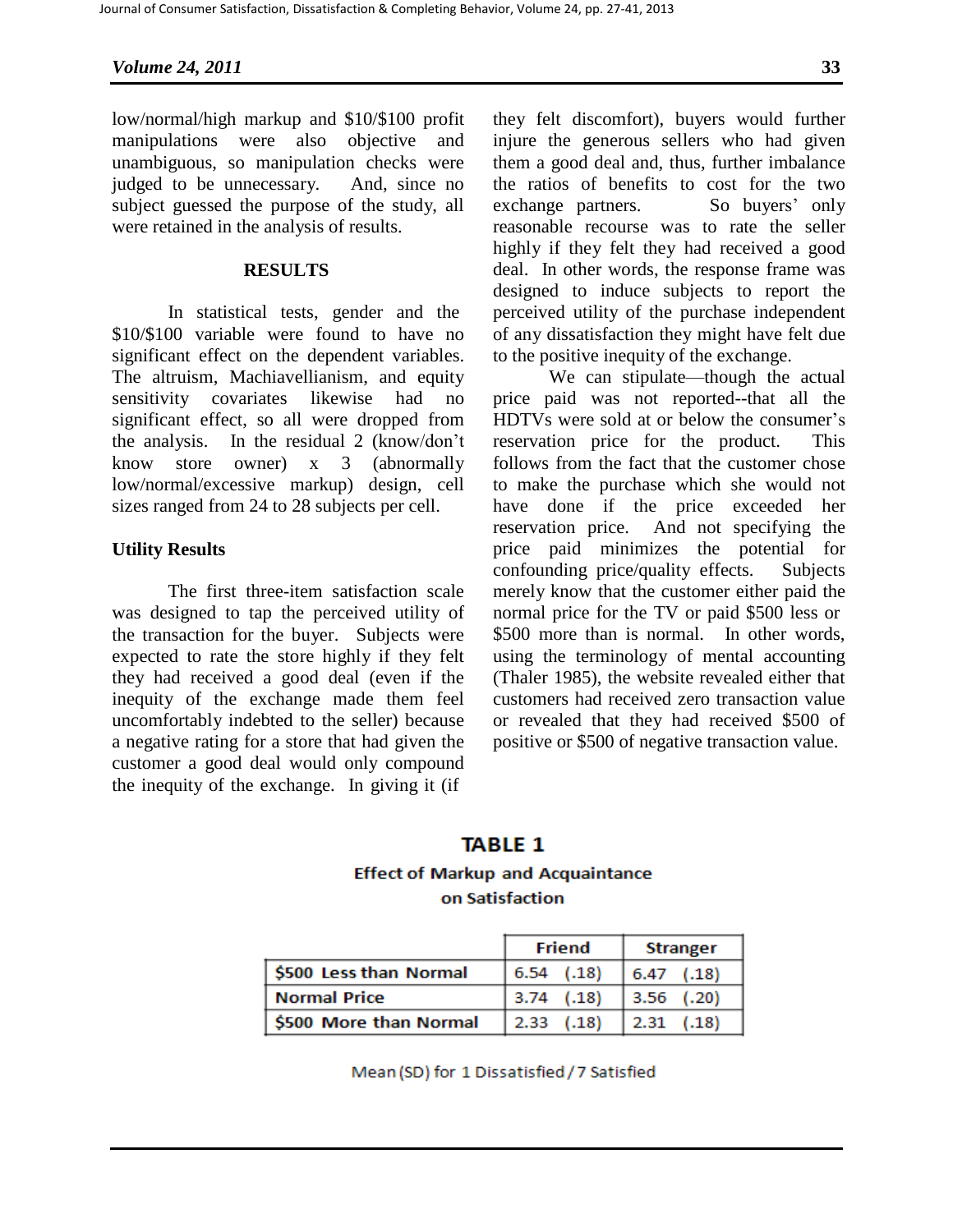low/normal/high markup and \$10/\$100 profit manipulations were also objective and unambiguous, so manipulation checks were judged to be unnecessary. And, since no subject guessed the purpose of the study, all were retained in the analysis of results.

## RESULTS

In statistical tests, gender and the \$10/\$100 variable were found to have no significant effect on the dependent variables. The altruism, Machiavellianism, and equity sensitivity covariates likewise had no significant effect, so all were dropped from the analysis. In the residual 2 (know/don't know store owner) x 3 (abnormally low/normal/excessive markup) design, cell sizes ranged from 24 to 28 subjects per cell.

### Utility Results

The first three-item satisfaction scale was designed to tap the perceived utility of the transaction for the buyer. Subjects were expected to rate the store highly if they felt they had received a good deal (even if the inequity of the exchange made them feel uncomfortably indebted to the seller) because a negative rating for a store that had given the customer a good deal would only compound the inequity of the exchange. In giving it (if they felt discomfort), buyers would further injure the generous sellers who had given them a good deal and, thus, further imbalance the ratios of benefits to cost for the two exchange partners. So buyers' only reasonable recourse was to rate the seller highly if they felt they had received a good deal. In other words, the response frame was designed to induce subjects to report the perceived utility of the purchase independent of any dissatisfaction they might have felt due to the positive inequity of the exchange.

We can stipulate—though the actual price paid was not reported--that all the HDTVs were sold at or below the consumer's reservation price for the product. This follows from the fact that the customer chose to make the purchase which she would not have done if the price exceeded her reservation price. And not specifying the price paid minimizes the potential for confounding price/quality effects. Subjects merely know that the customer either paid the normal price for the TV or paid \$500 less or \$500 more than is normal. In other words, using the terminology of mental accounting (Thaler 1985), the website revealed either that customers had received zero transaction value or revealed that they had received \$500 of positive or \$500 of negative transaction value.

**TABLE 1**

**Effect of Markup and Acquaintance on Satisfaction**

| | Friend | Stranger |
|---|---|---|
| \$500 Less than Normal | 6.54 (.18) | 6.47 (.18) |
| Normal Price | 3.74 (.18) | 3.56 (.20) |
| \$500 More than Normal | 2.33 (.18) | 2.31 (.18) |

Mean (SD) for 1 Dissatisfied / 7 Satisfied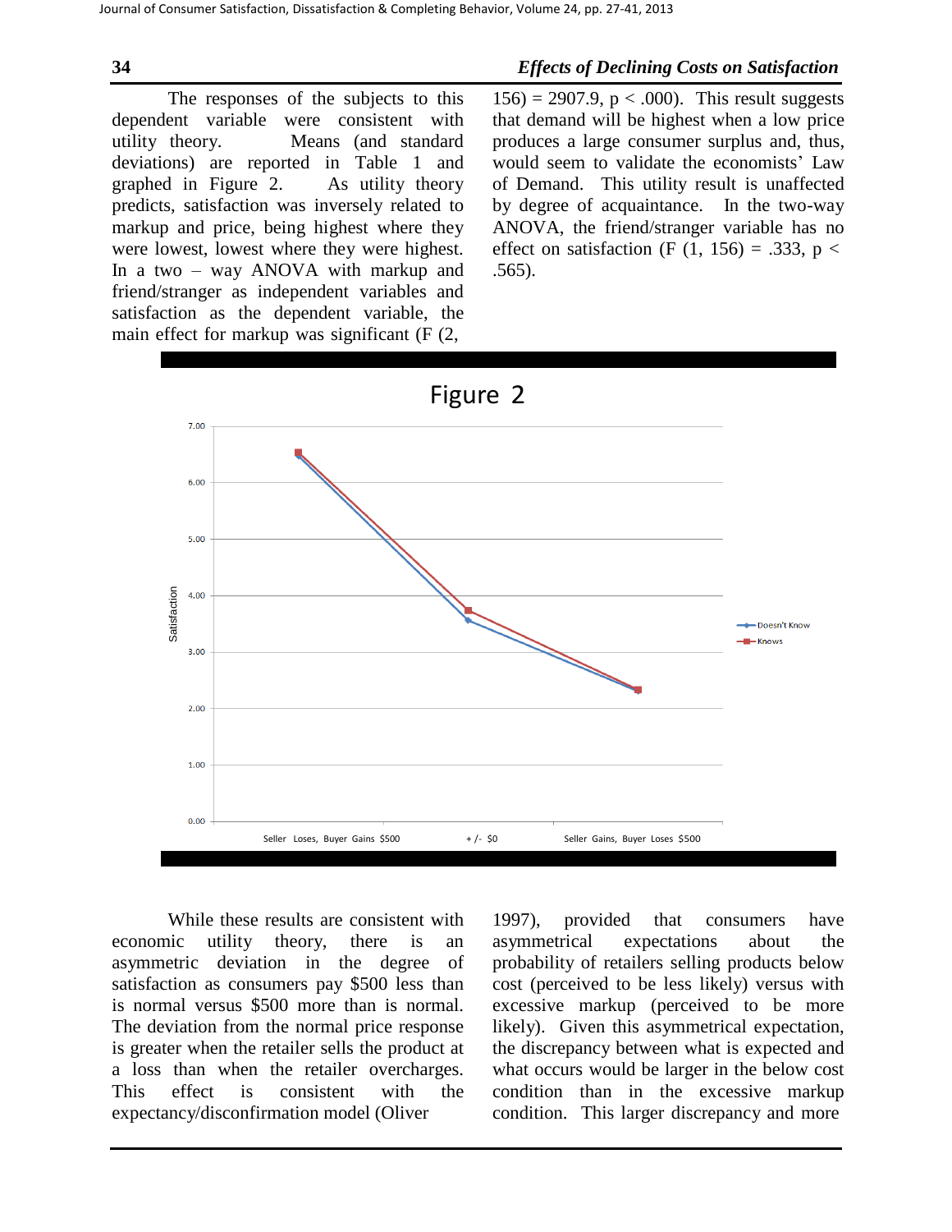The responses of the subjects to this dependent variable were consistent with utility theory. Means (and standard deviations) are reported in Table 1 and graphed in Figure 2. As utility theory predicts, satisfaction was inversely related to markup and price, being highest where they were lowest, lowest where they were highest. In a two – way ANOVA with markup and friend/stranger as independent variables and satisfaction as the dependent variable, the main effect for markup was significant ($F (2, 156) = 2907.9$, $p < .000$). This result suggests that demand will be highest when a low price produces a large consumer surplus and, thus, would seem to validate the economists' Law of Demand. This utility result is unaffected by degree of acquaintance. In the two-way ANOVA, the friend/stranger variable has no effect on satisfaction ($F (1, 156) = .333$, $p < .565$).

Figure 2

While these results are consistent with economic utility theory, there is an asymmetric deviation in the degree of satisfaction as consumers pay $500 less than is normal versus $500 more than is normal. The deviation from the normal price response is greater when the retailer sells the product at a loss than when the retailer overcharges. This effect is consistent with the expectancy/disconfirmation model (Oliver 1997), provided that consumers have asymmetrical expectations about the probability of retailers selling products below cost (perceived to be less likely) versus with excessive markup (perceived to be more likely). Given this asymmetrical expectation, the discrepancy between what is expected and what occurs would be larger in the below cost condition than in the excessive markup condition. This larger discrepancy and more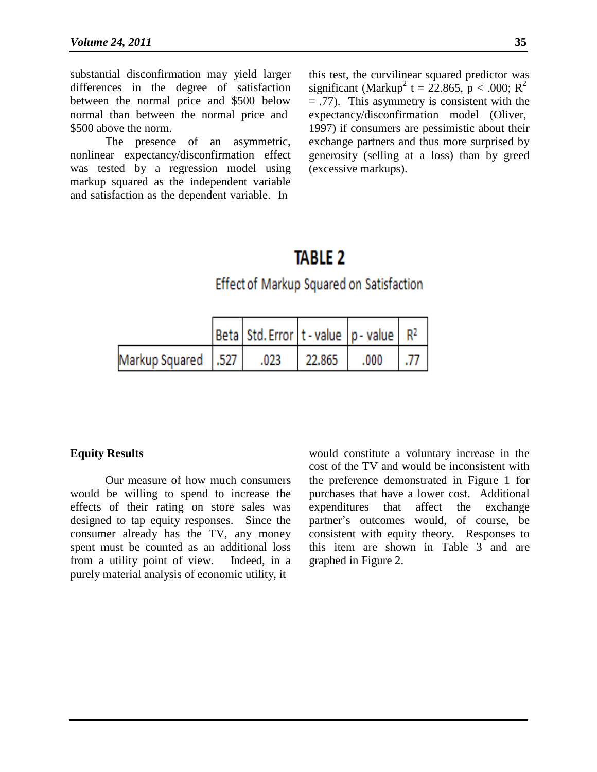substantial disconfirmation may yield larger differences in the degree of satisfaction between the normal price and \$500 below normal than between the normal price and \$500 above the norm.

The presence of an asymmetric, nonlinear expectancy/disconfirmation effect was tested by a regression model using markup squared as the independent variable and satisfaction as the dependent variable. In this test, the curvilinear squared predictor was significant (Markup$^2$ $t = 22.865$, $p < .000$; $R^2 = .77$). This asymmetry is consistent with the expectancy/disconfirmation model (Oliver, 1997) if consumers are pessimistic about their exchange partners and thus more surprised by generosity (selling at a loss) than by greed (excessive markups).

**TABLE 2**

Effect of Markup Squared on Satisfaction

| | Beta | Std. Error | t - value | p - value | $R^2$ |
|---|---|---|---|---|---|
| Markup Squared | .527 | .023 | 22.865 | .000 | .77 |

**Equity Results**

Our measure of how much consumers would be willing to spend to increase the effects of their rating on store sales was designed to tap equity responses. Since the consumer already has the TV, any money spent must be counted as an additional loss from a utility point of view. Indeed, in a purely material analysis of economic utility, it would constitute a voluntary increase in the cost of the TV and would be inconsistent with the preference demonstrated in Figure 1 for purchases that have a lower cost. Additional expenditures that affect the exchange partner's outcomes would, of course, be consistent with equity theory. Responses to this item are shown in Table 3 and are graphed in Figure 2.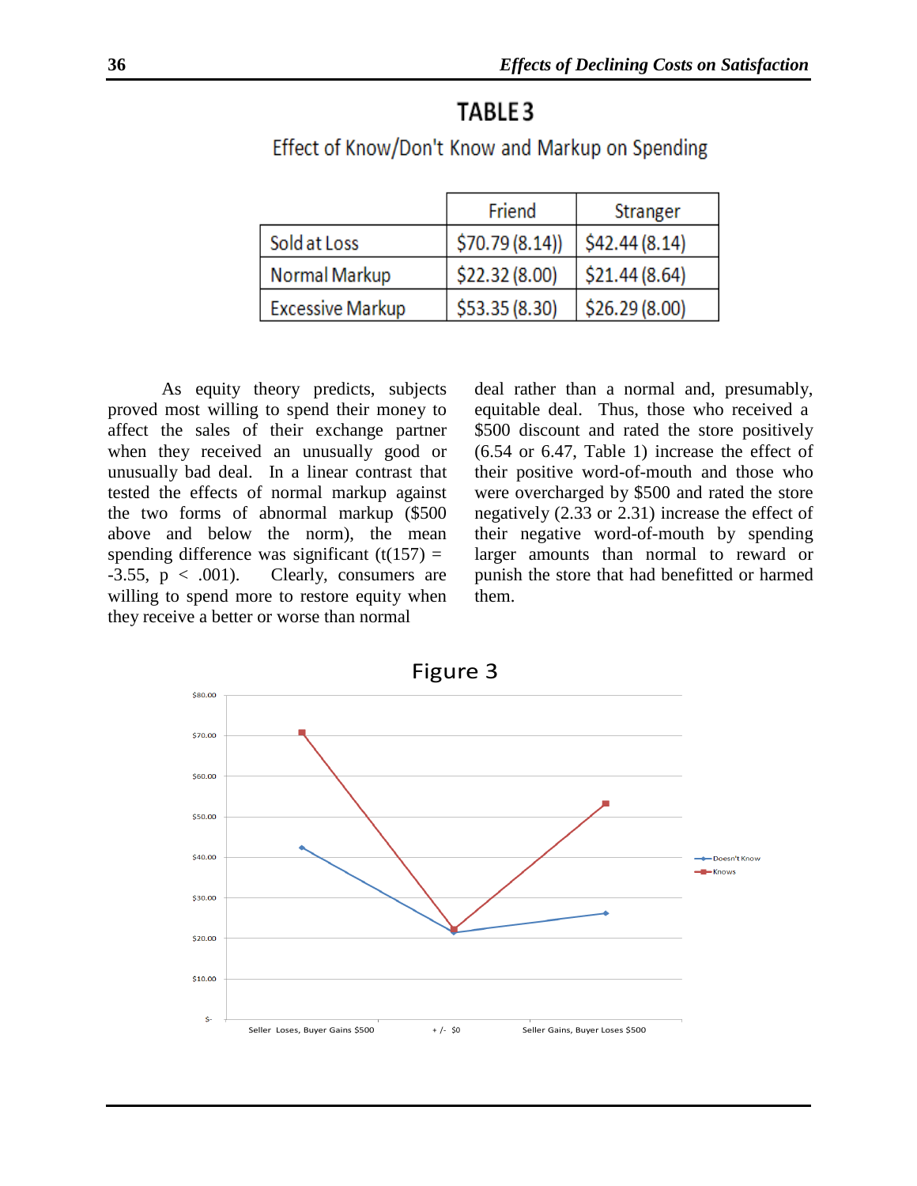## TABLE 3

Effect of Know/Don't Know and Markup on Spending

| | Friend | Stranger |
|---|---|---|
| Sold at Loss | $70.79 (8.14)) | $42.44 (8.14) |
| Normal Markup | $22.32 (8.00) | $21.44 (8.64) |
| Excessive Markup | $53.35 (8.30) | $26.29 (8.00) |

As equity theory predicts, subjects proved most willing to spend their money to affect the sales of their exchange partner when they received an unusually good or unusually bad deal. In a linear contrast that tested the effects of normal markup against the two forms of abnormal markup ($500 above and below the norm), the mean spending difference was significant ($t(157) = -3.55$, $p < .001$). Clearly, consumers are willing to spend more to restore equity when they receive a better or worse than normal deal rather than a normal and, presumably, equitable deal. Thus, those who received a $500 discount and rated the store positively (6.54 or 6.47, Table 1) increase the effect of their positive word-of-mouth and those who were overcharged by $500 and rated the store negatively (2.33 or 2.31) increase the effect of their negative word-of-mouth by spending larger amounts than normal to reward or punish the store that had benefitted or harmed them.

Figure 3

| | Seller Loses, Buyer Gains $500 | + /- $0 | Seller Gains, Buyer Loses $500 |
|---|---|---|---|
| Doesn't Know | $42.44 | $21.44 | $26.29 |
| Knows | $70.79 | $22.32 | $53.35 |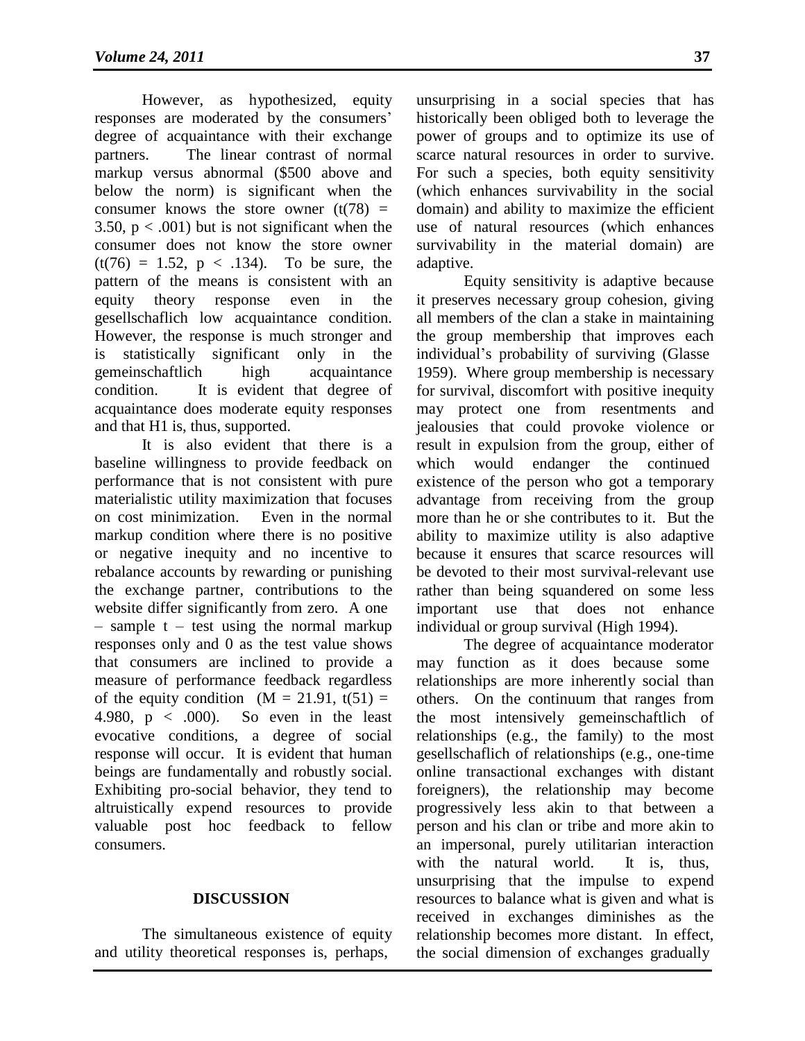However, as hypothesized, equity responses are moderated by the consumers' degree of acquaintance with their exchange partners. The linear contrast of normal markup versus abnormal ($500 above and below the norm) is significant when the consumer knows the store owner ($t(78) = 3.50$, $p < .001$) but is not significant when the consumer does not know the store owner ($t(76) = 1.52$, $p < .134$). To be sure, the pattern of the means is consistent with an equity theory response even in the gesellschaflich low acquaintance condition. However, the response is much stronger and is statistically significant only in the gemeinschaftlich high acquaintance condition. It is evident that degree of acquaintance does moderate equity responses and that H1 is, thus, supported.

It is also evident that there is a baseline willingness to provide feedback on performance that is not consistent with pure materialistic utility maximization that focuses on cost minimization. Even in the normal markup condition where there is no positive or negative inequity and no incentive to rebalance accounts by rewarding or punishing the exchange partner, contributions to the website differ significantly from zero. A one – sample t – test using the normal markup responses only and 0 as the test value shows that consumers are inclined to provide a measure of performance feedback regardless of the equity condition ($M = 21.91$, $t(51) = 4.980$, $p < .000$). So even in the least evocative conditions, a degree of social response will occur. It is evident that human beings are fundamentally and robustly social. Exhibiting pro-social behavior, they tend to altruistically expend resources to provide valuable post hoc feedback to fellow consumers.

## DISCUSSION

The simultaneous existence of equity and utility theoretical responses is, perhaps, unsurprising in a social species that has historically been obliged both to leverage the power of groups and to optimize its use of scarce natural resources in order to survive. For such a species, both equity sensitivity (which enhances survivability in the social domain) and ability to maximize the efficient use of natural resources (which enhances survivability in the material domain) are adaptive.

Equity sensitivity is adaptive because it preserves necessary group cohesion, giving all members of the clan a stake in maintaining the group membership that improves each individual's probability of surviving (Glasse 1959). Where group membership is necessary for survival, discomfort with positive inequity may protect one from resentments and jealousies that could provoke violence or result in expulsion from the group, either of which would endanger the continued existence of the person who got a temporary advantage from receiving from the group more than he or she contributes to it. But the ability to maximize utility is also adaptive because it ensures that scarce resources will be devoted to their most survival-relevant use rather than being squandered on some less important use that does not enhance individual or group survival (High 1994).

The degree of acquaintance moderator may function as it does because some relationships are more inherently social than others. On the continuum that ranges from the most intensively gemeinschaftlich of relationships (e.g., the family) to the most gesellschaflich of relationships (e.g., one-time online transactional exchanges with distant foreigners), the relationship may become progressively less akin to that between a person and his clan or tribe and more akin to an impersonal, purely utilitarian interaction with the natural world. It is, thus, unsurprising that the impulse to expend resources to balance what is given and what is received in exchanges diminishes as the relationship becomes more distant. In effect, the social dimension of exchanges gradually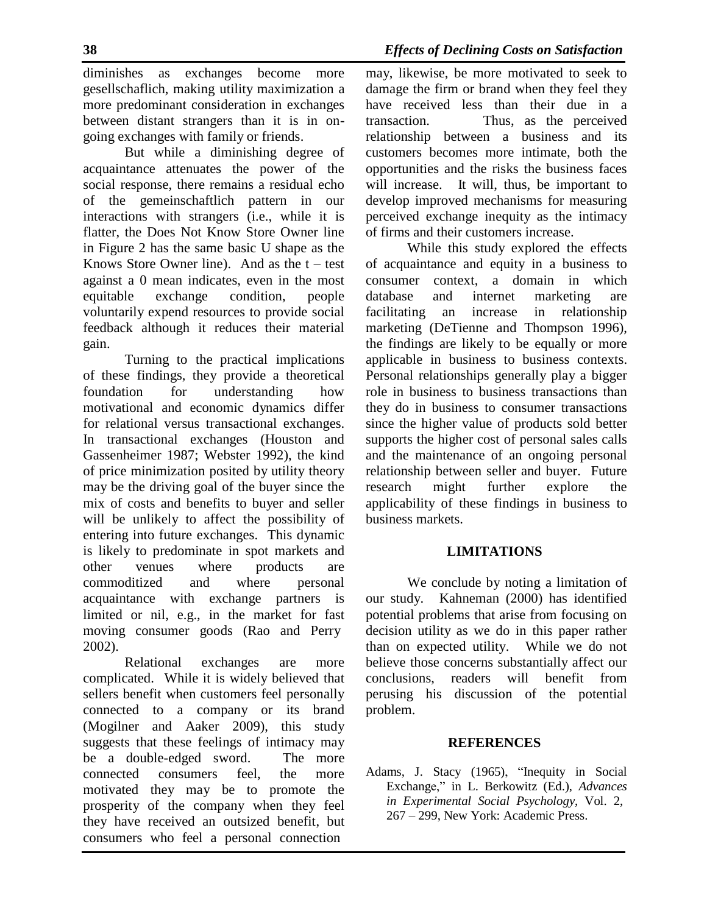diminishes as exchanges become more gesellschaflich, making utility maximization a more predominant consideration in exchanges between distant strangers than it is in on-going exchanges with family or friends.

But while a diminishing degree of acquaintance attenuates the power of the social response, there remains a residual echo of the gemeinschaftlich pattern in our interactions with strangers (i.e., while it is flatter, the Does Not Know Store Owner line in Figure 2 has the same basic U shape as the Knows Store Owner line). And as the t – test against a 0 mean indicates, even in the most equitable exchange condition, people voluntarily expend resources to provide social feedback although it reduces their material gain.

Turning to the practical implications of these findings, they provide a theoretical foundation for understanding how motivational and economic dynamics differ for relational versus transactional exchanges. In transactional exchanges (Houston and Gassenheimer 1987; Webster 1992), the kind of price minimization posited by utility theory may be the driving goal of the buyer since the mix of costs and benefits to buyer and seller will be unlikely to affect the possibility of entering into future exchanges. This dynamic is likely to predominate in spot markets and other venues where products are commoditized and where personal acquaintance with exchange partners is limited or nil, e.g., in the market for fast moving consumer goods (Rao and Perry 2002).

Relational exchanges are more complicated. While it is widely believed that sellers benefit when customers feel personally connected to a company or its brand (Mogilner and Aaker 2009), this study suggests that these feelings of intimacy may be a double-edged sword. The more connected consumers feel, the more motivated they may be to promote the prosperity of the company when they feel they have received an outsized benefit, but consumers who feel a personal connection may, likewise, be more motivated to seek to damage the firm or brand when they feel they have received less than their due in a transaction. Thus, as the perceived relationship between a business and its customers becomes more intimate, both the opportunities and the risks the business faces will increase. It will, thus, be important to develop improved mechanisms for measuring perceived exchange inequity as the intimacy of firms and their customers increase.

While this study explored the effects of acquaintance and equity in a business to consumer context, a domain in which database and internet marketing are facilitating an increase in relationship marketing (DeTienne and Thompson 1996), the findings are likely to be equally or more applicable in business to business contexts. Personal relationships generally play a bigger role in business to business transactions than they do in business to consumer transactions since the higher value of products sold better supports the higher cost of personal sales calls and the maintenance of an ongoing personal relationship between seller and buyer. Future research might further explore the applicability of these findings in business to business markets.

## LIMITATIONS

We conclude by noting a limitation of our study. Kahneman (2000) has identified potential problems that arise from focusing on decision utility as we do in this paper rather than on expected utility. While we do not believe those concerns substantially affect our conclusions, readers will benefit from perusing his discussion of the potential problem.

## REFERENCES

Adams, J. Stacy (1965), "Inequity in Social Exchange," in L. Berkowitz (Ed.), *Advances in Experimental Social Psychology*, Vol. 2, 267 – 299, New York: Academic Press.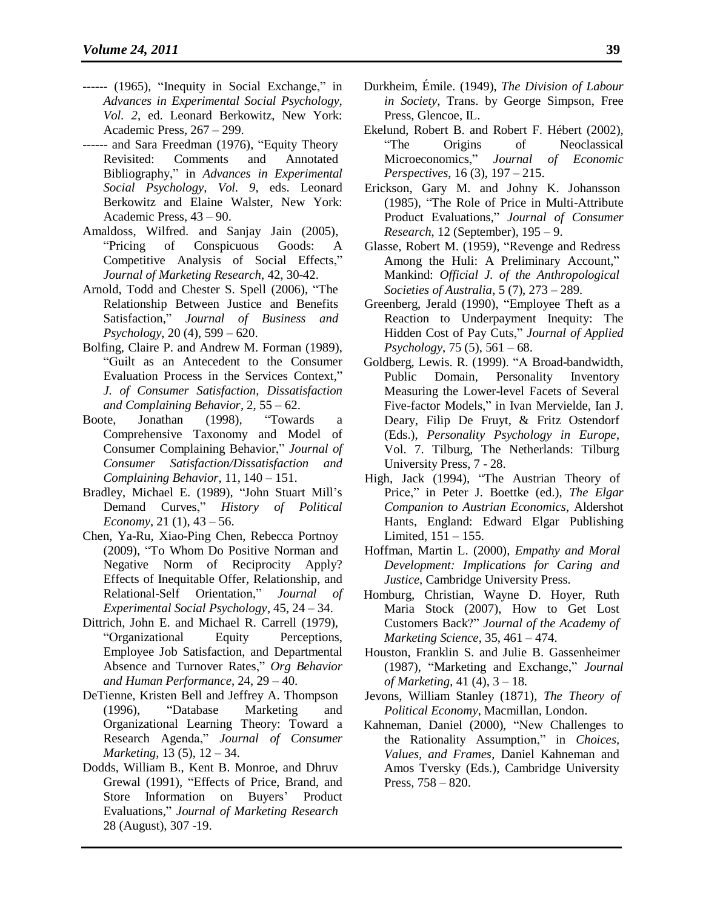------ (1965), "Inequity in Social Exchange," in *Advances in Experimental Social Psychology, Vol. 2*, ed. Leonard Berkowitz, New York: Academic Press, 267 – 299.

------ and Sara Freedman (1976), "Equity Theory Revisited: Comments and Annotated Bibliography," in *Advances in Experimental Social Psychology, Vol. 9*, eds. Leonard Berkowitz and Elaine Walster, New York: Academic Press, 43 – 90.

Amaldoss, Wilfred. and Sanjay Jain (2005), "Pricing of Conspicuous Goods: A Competitive Analysis of Social Effects," *Journal of Marketing Research*, 42, 30-42.

Arnold, Todd and Chester S. Spell (2006), "The Relationship Between Justice and Benefits Satisfaction," *Journal of Business and Psychology*, 20 (4), 599 – 620.

Bolfing, Claire P. and Andrew M. Forman (1989), "Guilt as an Antecedent to the Consumer Evaluation Process in the Services Context," *J. of Consumer Satisfaction, Dissatisfaction and Complaining Behavior*, 2, 55 – 62.

Boote, Jonathan (1998), "Towards a Comprehensive Taxonomy and Model of Consumer Complaining Behavior," *Journal of Consumer Satisfaction/Dissatisfaction and Complaining Behavior*, 11, 140 – 151.

Bradley, Michael E. (1989), "John Stuart Mill's Demand Curves," *History of Political Economy*, 21 (1), 43 – 56.

Chen, Ya-Ru, Xiao-Ping Chen, Rebecca Portnoy (2009), "To Whom Do Positive Norman and Negative Norm of Reciprocity Apply? Effects of Inequitable Offer, Relationship, and Relational-Self Orientation," *Journal of Experimental Social Psychology*, 45, 24 – 34.

Dittrich, John E. and Michael R. Carrell (1979), "Organizational Equity Perceptions, Employee Job Satisfaction, and Departmental Absence and Turnover Rates," *Org Behavior and Human Performance*, 24, 29 – 40.

DeTienne, Kristen Bell and Jeffrey A. Thompson (1996), "Database Marketing and Organizational Learning Theory: Toward a Research Agenda," *Journal of Consumer Marketing*, 13 (5), 12 – 34.

Dodds, William B., Kent B. Monroe, and Dhruv Grewal (1991), "Effects of Price, Brand, and Store Information on Buyers' Product Evaluations," *Journal of Marketing Research* 28 (August), 307 -19.

Durkheim, Émile. (1949), *The Division of Labour in Society*, Trans. by George Simpson, Free Press, Glencoe, IL.

Ekelund, Robert B. and Robert F. Hébert (2002), "The Origins of Neoclassical Microeconomics," *Journal of Economic Perspectives*, 16 (3), 197 – 215.

Erickson, Gary M. and Johny K. Johansson (1985), "The Role of Price in Multi-Attribute Product Evaluations," *Journal of Consumer Research*, 12 (September), 195 – 9.

Glasse, Robert M. (1959), "Revenge and Redress Among the Huli: A Preliminary Account," Mankind: *Official J. of the Anthropological Societies of Australia*, 5 (7), 273 – 289.

Greenberg, Jerald (1990), "Employee Theft as a Reaction to Underpayment Inequity: The Hidden Cost of Pay Cuts," *Journal of Applied Psychology*, 75 (5), 561 – 68.

Goldberg, Lewis. R. (1999). "A Broad-bandwidth, Public Domain, Personality Inventory Measuring the Lower-level Facets of Several Five-factor Models," in Ivan Mervielde, Ian J. Deary, Filip De Fruyt, & Fritz Ostendorf (Eds.), *Personality Psychology in Europe*, Vol. 7. Tilburg, The Netherlands: Tilburg University Press, 7 - 28.

High, Jack (1994), "The Austrian Theory of Price," in Peter J. Boettke (ed.), *The Elgar Companion to Austrian Economics*, Aldershot Hants, England: Edward Elgar Publishing Limited, 151 – 155.

Hoffman, Martin L. (2000), *Empathy and Moral Development: Implications for Caring and Justice*, Cambridge University Press.

Homburg, Christian, Wayne D. Hoyer, Ruth Maria Stock (2007), How to Get Lost Customers Back?" *Journal of the Academy of Marketing Science*, 35, 461 – 474.

Houston, Franklin S. and Julie B. Gassenheimer (1987), "Marketing and Exchange," *Journal of Marketing*, 41 (4), 3 – 18.

Jevons, William Stanley (1871), *The Theory of Political Economy*, Macmillan, London.

Kahneman, Daniel (2000), "New Challenges to the Rationality Assumption," in *Choices, Values, and Frames*, Daniel Kahneman and Amos Tversky (Eds.), Cambridge University Press, 758 – 820.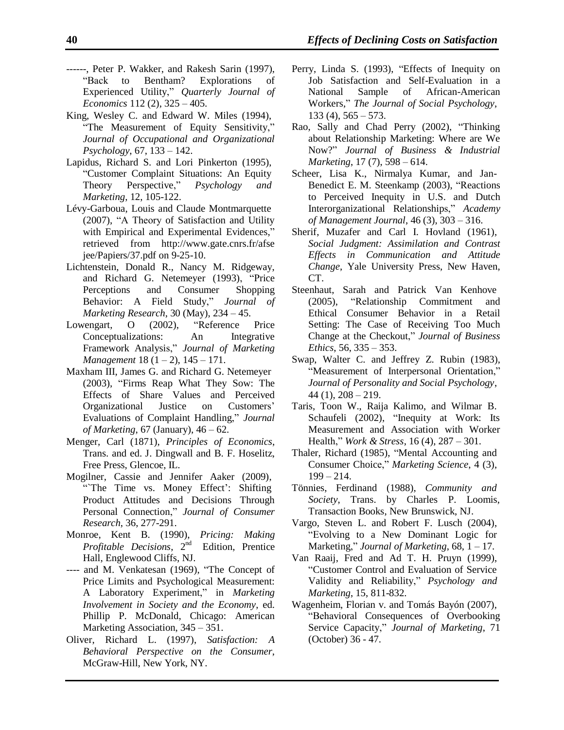------, Peter P. Wakker, and Rakesh Sarin (1997), "Back to Bentham? Explorations of Experienced Utility," *Quarterly Journal of Economics* 112 (2), 325 – 405.

King, Wesley C. and Edward W. Miles (1994), "The Measurement of Equity Sensitivity," *Journal of Occupational and Organizational Psychology*, 67, 133 – 142.

Lapidus, Richard S. and Lori Pinkerton (1995), "Customer Complaint Situations: An Equity Theory Perspective," *Psychology and Marketing*, 12, 105-122.

Lévy-Garboua, Louis and Claude Montmarquette (2007), "A Theory of Satisfaction and Utility with Empirical and Experimental Evidences," retrieved from http://www.gate.cnrs.fr/afsejee/Papiers/37.pdf on 9-25-10.

Lichtenstein, Donald R., Nancy M. Ridgeway, and Richard G. Netemeyer (1993), "Price Perceptions and Consumer Shopping Behavior: A Field Study," *Journal of Marketing Research*, 30 (May), 234 – 45.

Lowengart, O (2002), "Reference Price Conceptualizations: An Integrative Framework Analysis," *Journal of Marketing Management* 18 (1 – 2), 145 – 171.

Maxham III, James G. and Richard G. Netemeyer (2003), "Firms Reap What They Sow: The Effects of Share Values and Perceived Organizational Justice on Customers' Evaluations of Complaint Handling," *Journal of Marketing*, 67 (January), 46 – 62.

Menger, Carl (1871), *Principles of Economics*, Trans. and ed. J. Dingwall and B. F. Hoselitz, Free Press, Glencoe, IL.

Mogilner, Cassie and Jennifer Aaker (2009), "`The Time vs. Money Effect': Shifting Product Attitudes and Decisions Through Personal Connection," *Journal of Consumer Research*, 36, 277-291.

Monroe, Kent B. (1990), *Pricing: Making Profitable Decisions*, 2nd Edition, Prentice Hall, Englewood Cliffs, NJ.

---- and M. Venkatesan (1969), "The Concept of Price Limits and Psychological Measurement: A Laboratory Experiment," in *Marketing Involvement in Society and the Economy*, ed. Phillip P. McDonald, Chicago: American Marketing Association, 345 – 351.

Oliver, Richard L. (1997), *Satisfaction: A Behavioral Perspective on the Consumer*, McGraw-Hill, New York, NY.

Perry, Linda S. (1993), "Effects of Inequity on Job Satisfaction and Self-Evaluation in a National Sample of African-American Workers," *The Journal of Social Psychology*, 133 (4), 565 – 573.

Rao, Sally and Chad Perry (2002), "Thinking about Relationship Marketing: Where are We Now?" *Journal of Business & Industrial Marketing*, 17 (7), 598 – 614.

Scheer, Lisa K., Nirmalya Kumar, and Jan-Benedict E. M. Steenkamp (2003), "Reactions to Perceived Inequity in U.S. and Dutch Interorganizational Relationships," *Academy of Management Journal*, 46 (3), 303 – 316.

Sherif, Muzafer and Carl I. Hovland (1961), *Social Judgment: Assimilation and Contrast Effects in Communication and Attitude Change*, Yale University Press, New Haven, CT.

Steenhaut, Sarah and Patrick Van Kenhove (2005), "Relationship Commitment and Ethical Consumer Behavior in a Retail Setting: The Case of Receiving Too Much Change at the Checkout," *Journal of Business Ethics*, 56, 335 – 353.

Swap, Walter C. and Jeffrey Z. Rubin (1983), "Measurement of Interpersonal Orientation," *Journal of Personality and Social Psychology*, 44 (1), 208 – 219.

Taris, Toon W., Raija Kalimo, and Wilmar B. Schaufeli (2002), "Inequity at Work: Its Measurement and Association with Worker Health," *Work & Stress*, 16 (4), 287 – 301.

Thaler, Richard (1985), "Mental Accounting and Consumer Choice," *Marketing Science*, 4 (3), 199 – 214.

Tönnies, Ferdinand (1988), *Community and Society*, Trans. by Charles P. Loomis, Transaction Books, New Brunswick, NJ.

Vargo, Steven L. and Robert F. Lusch (2004), "Evolving to a New Dominant Logic for Marketing," *Journal of Marketing*, 68, 1 – 17.

Van Raaij, Fred and Ad T. H. Pruyn (1999), "Customer Control and Evaluation of Service Validity and Reliability," *Psychology and Marketing*, 15, 811-832.

Wagenheim, Florian v. and Tomás Bayón (2007), "Behavioral Consequences of Overbooking Service Capacity," *Journal of Marketing*, 71 (October) 36 - 47.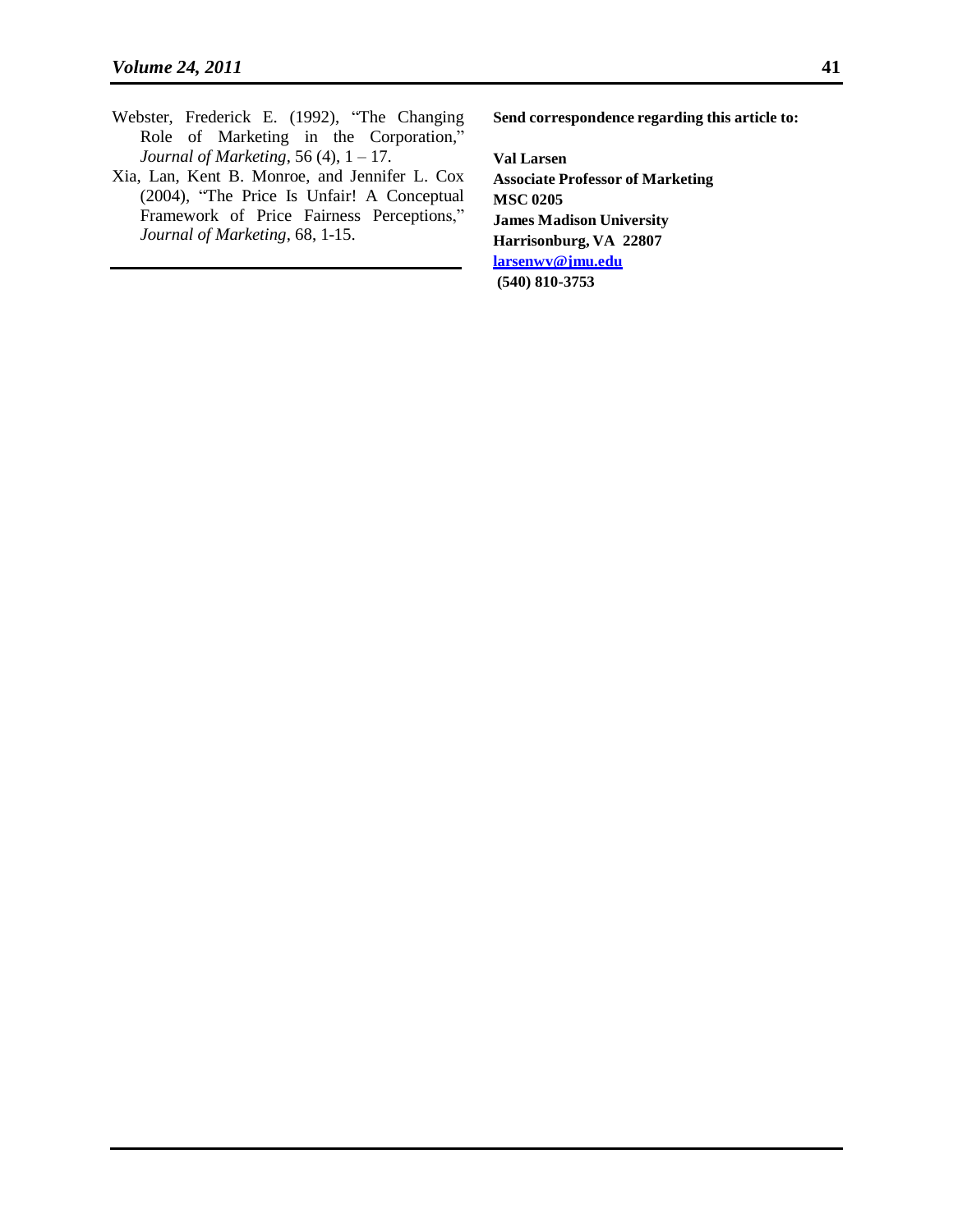Webster, Frederick E. (1992), "The Changing Role of Marketing in the Corporation," *Journal of Marketing*, 56 (4), 1 – 17.

Xia, Lan, Kent B. Monroe, and Jennifer L. Cox (2004), "The Price Is Unfair! A Conceptual Framework of Price Fairness Perceptions," *Journal of Marketing*, 68, 1-15.

**Send correspondence regarding this article to:**

**Val Larsen**
**Associate Professor of Marketing**
**MSC 0205**
**James Madison University**
**Harrisonburg, VA 22807**
**larsenwv@jmu.edu**
**(540) 810-3753**